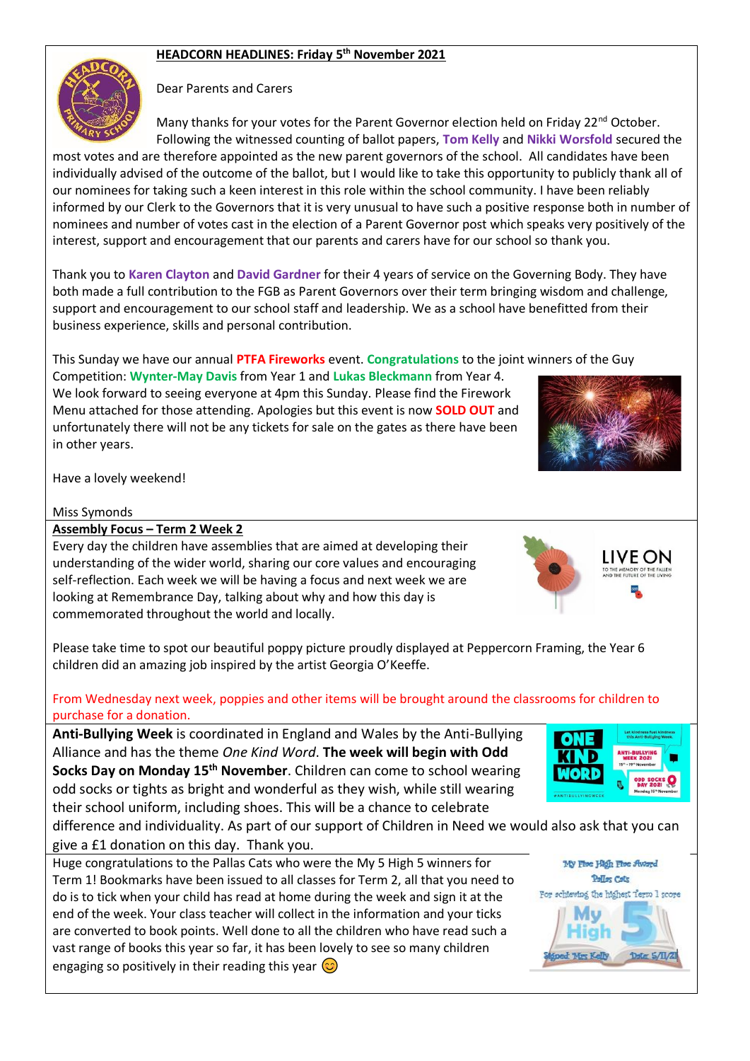## HEADCORN HEADLINES: Friday 5th November 2021

Dear Parents and Carers

Many thanks for your votes for the Parent Governor election held on Friday 22nd October. Following the witnessed counting of ballot papers, **Tom Kelly** and **Nikki Worsfold** secured the most votes and are therefore appointed as the new parent governors of the school. All candidates have been individually advised of the outcome of the ballot, but I would like to take this opportunity to publicly thank all of our nominees for taking such a keen interest in this role within the school community. I have been reliably informed by our Clerk to the Governors that it is very unusual to have such a positive response both in number of nominees and number of votes cast in the election of a Parent Governor post which speaks very positively of the interest, support and encouragement that our parents and carers have for our school so thank you.

Thank you to **Karen Clayton** and **David Gardner** for their 4 years of service on the Governing Body. They have both made a full contribution to the FGB as Parent Governors over their term bringing wisdom and challenge, support and encouragement to our school staff and leadership. We as a school have benefitted from their business experience, skills and personal contribution.

This Sunday we have our annual **PTFA Fireworks** event. **Congratulations** to the joint winners of the Guy Competition: **Wynter-May Davis** from Year 1 and **Lukas Bleckmann** from Year 4. We look forward to seeing everyone at 4pm this Sunday. Please find the Firework Menu attached for those attending. Apologies but this event is now **SOLD OUT** and unfortunately there will not be any tickets for sale on the gates as there have been in other years.

Have a lovely weekend!

Miss Symonds

## Assembly Focus – Term 2 Week 2

Every day the children have assemblies that are aimed at developing their understanding of the wider world, sharing our core values and encouraging self-reflection. Each week we will be having a focus and next week we are looking at Remembrance Day, talking about why and how this day is commemorated throughout the world and locally.

Please take time to spot our beautiful poppy picture proudly displayed at Peppercorn Framing, the Year 6 children did an amazing job inspired by the artist Georgia O'Keeffe.

From Wednesday next week, poppies and other items will be brought around the classrooms for children to purchase for a donation.

**Anti-Bullying Week** is coordinated in England and Wales by the Anti-Bullying Alliance and has the theme *One Kind Word*. **The week will begin with Odd Socks Day on Monday 15th November**. Children can come to school wearing odd socks or tights as bright and wonderful as they wish, while still wearing their school uniform, including shoes. This will be a chance to celebrate difference and individuality. As part of our support of Children in Need we would also ask that you can give a £1 donation on this day. Thank you.

Huge congratulations to the Pallas Cats who were the My 5 High 5 winners for Term 1! Bookmarks have been issued to all classes for Term 2, all that you need to do is to tick when your child has read at home during the week and sign it at the end of the week. Your class teacher will collect in the information and your ticks are converted to book points. Well done to all the children who have read such a vast range of books this year so far, it has been lovely to see so many children engaging so positively in their reading this year 😊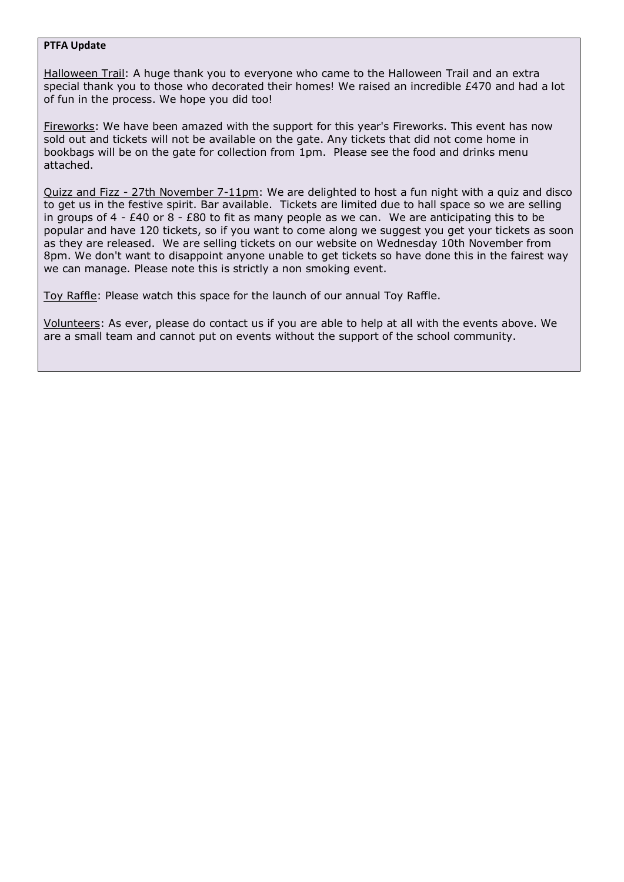**PTFA Update**

Halloween Trail: A huge thank you to everyone who came to the Halloween Trail and an extra special thank you to those who decorated their homes! We raised an incredible £470 and had a lot of fun in the process. We hope you did too!

Fireworks: We have been amazed with the support for this year's Fireworks. This event has now sold out and tickets will not be available on the gate. Any tickets that did not come home in bookbags will be on the gate for collection from 1pm. Please see the food and drinks menu attached.

Quizz and Fizz - 27th November 7-11pm: We are delighted to host a fun night with a quiz and disco to get us in the festive spirit. Bar available. Tickets are limited due to hall space so we are selling in groups of 4 - £40 or 8 - £80 to fit as many people as we can. We are anticipating this to be popular and have 120 tickets, so if you want to come along we suggest you get your tickets as soon as they are released. We are selling tickets on our website on Wednesday 10th November from 8pm. We don't want to disappoint anyone unable to get tickets so have done this in the fairest way we can manage. Please note this is strictly a non smoking event.

Toy Raffle: Please watch this space for the launch of our annual Toy Raffle.

Volunteers: As ever, please do contact us if you are able to help at all with the events above. We are a small team and cannot put on events without the support of the school community.